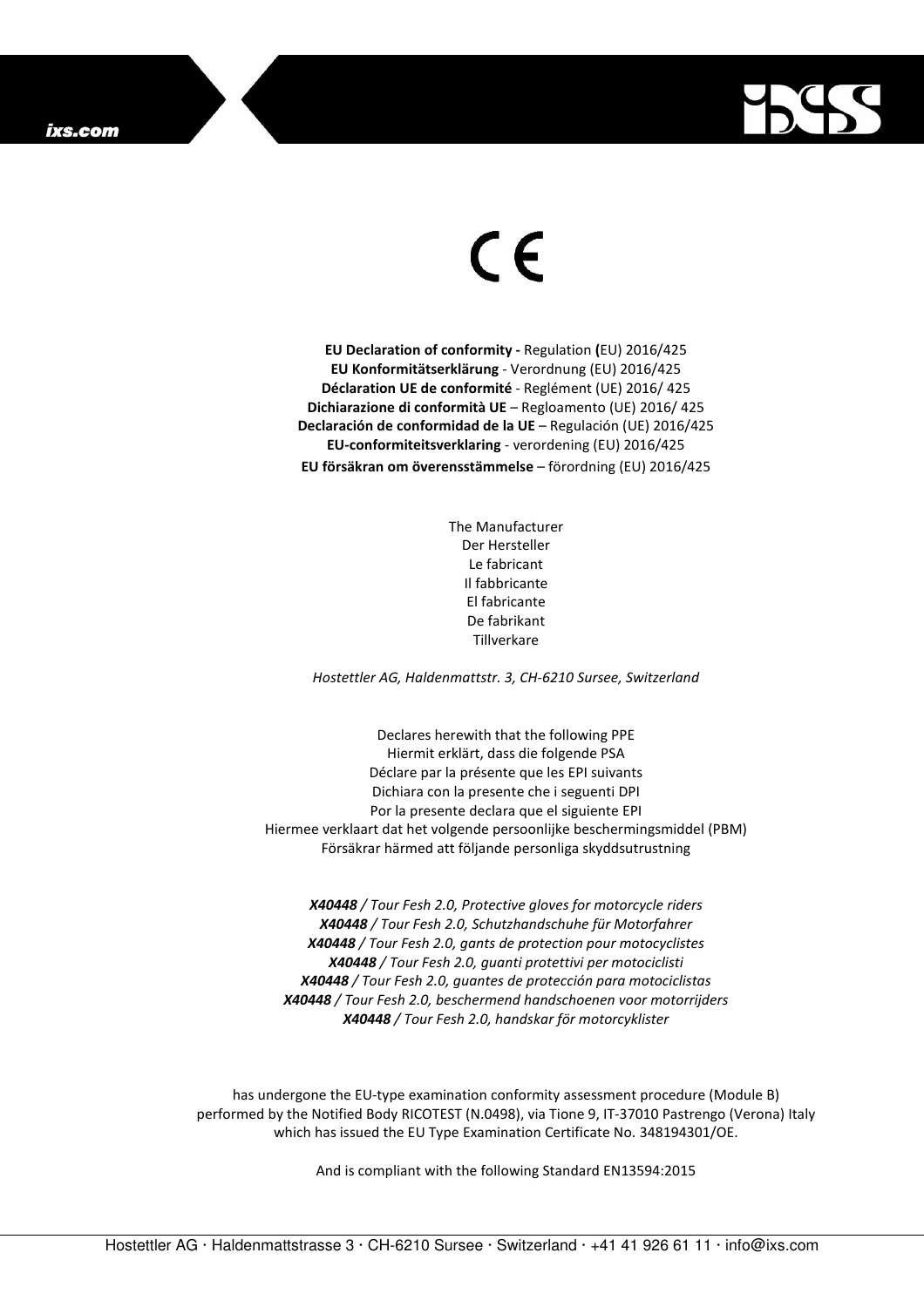CE

**EU Declaration of conformity -** Regulation **(**EU) 2016/425
**EU Konformitätserklärung** - Verordnung (EU) 2016/425
**Déclaration UE de conformité** - Reglément (UE) 2016/ 425
**Dichiarazione di conformità UE** – Regloamento (UE) 2016/ 425
**Declaración de conformidad de la UE** – Regulación (UE) 2016/425
**EU-conformiteitsverklaring** - verordening (EU) 2016/425
**EU försäkran om överensstämmelse** – förordning (EU) 2016/425

The Manufacturer
Der Hersteller
Le fabricant
Il fabbricante
El fabricante
De fabrikant
Tillverkare

*Hostettler AG, Haldenmattstr. 3, CH-6210 Sursee, Switzerland*

Declares herewith that the following PPE
Hiermit erklärt, dass die folgende PSA
Déclare par la présente que les EPI suivants
Dichiara con la presente che i seguenti DPI
Por la presente declara que el siguiente EPI
Hiermee verklaart dat het volgende persoonlijke beschermingsmiddel (PBM)
Försäkrar härmed att följande personliga skyddsutrustning

***X40448*** */ Tour Fesh 2.0, Protective gloves for motorcycle riders*
***X40448*** */ Tour Fesh 2.0, Schutzhandschuhe für Motorfahrer*
***X40448*** */ Tour Fesh 2.0, gants de protection pour motocyclistes*
***X40448*** */ Tour Fesh 2.0, guanti protettivi per motociclisti*
***X40448*** */ Tour Fesh 2.0, guantes de protección para motociclistas*
***X40448*** */ Tour Fesh 2.0, beschermend handschoenen voor motorrijders*
***X40448*** */ Tour Fesh 2.0, handskar för motorcyklister*

has undergone the EU-type examination conformity assessment procedure (Module B) performed by the Notified Body RICOTEST (N.0498), via Tione 9, IT-37010 Pastrengo (Verona) Italy which has issued the EU Type Examination Certificate No. 348194301/OE.

And is compliant with the following Standard EN13594:2015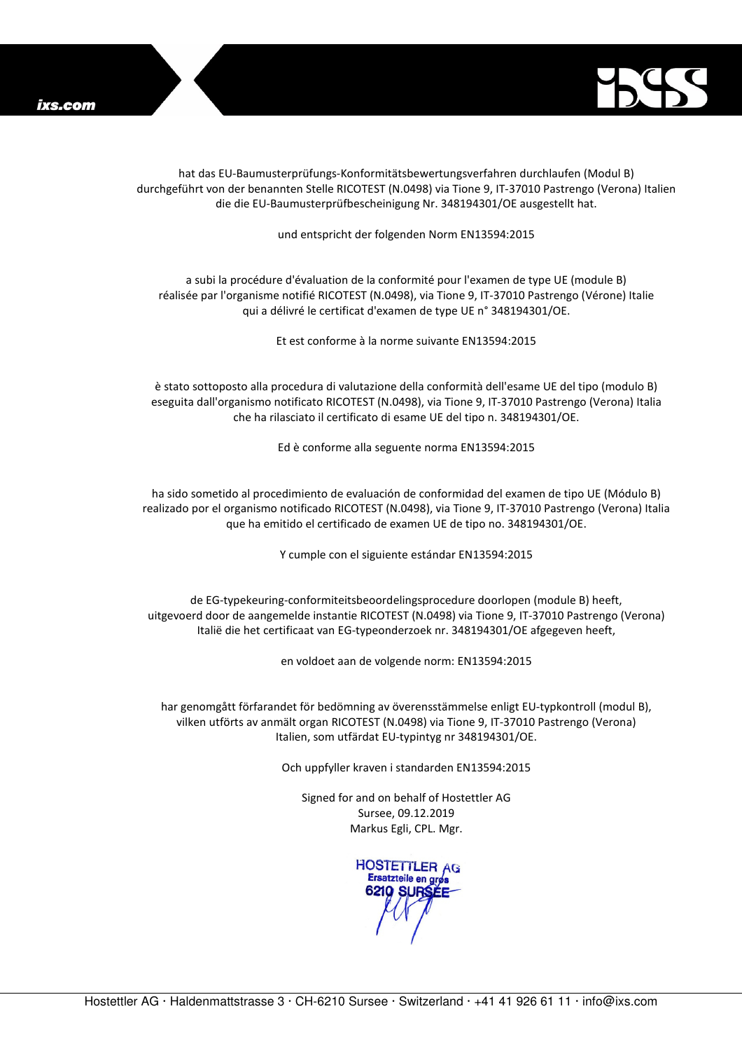hat das EU-Baumusterprüfungs-Konformitätsbewertungsverfahren durchlaufen (Modul B) durchgeführt von der benannten Stelle RICOTEST (N.0498) via Tione 9, IT-37010 Pastrengo (Verona) Italien die die EU-Baumusterprüfbescheinigung Nr. 348194301/OE ausgestellt hat.

und entspricht der folgenden Norm EN13594:2015

a subi la procédure d'évaluation de la conformité pour l'examen de type UE (module B) réalisée par l'organisme notifié RICOTEST (N.0498), via Tione 9, IT-37010 Pastrengo (Vérone) Italie qui a délivré le certificat d'examen de type UE n° 348194301/OE.

Et est conforme à la norme suivante EN13594:2015

è stato sottoposto alla procedura di valutazione della conformità dell'esame UE del tipo (modulo B) eseguita dall'organismo notificato RICOTEST (N.0498), via Tione 9, IT-37010 Pastrengo (Verona) Italia che ha rilasciato il certificato di esame UE del tipo n. 348194301/OE.

Ed è conforme alla seguente norma EN13594:2015

ha sido sometido al procedimiento de evaluación de conformidad del examen de tipo UE (Módulo B) realizado por el organismo notificado RICOTEST (N.0498), via Tione 9, IT-37010 Pastrengo (Verona) Italia que ha emitido el certificado de examen UE de tipo no. 348194301/OE.

Y cumple con el siguiente estándar EN13594:2015

de EG-typekeuring-conformiteitsbeoordelingsprocedure doorlopen (module B) heeft, uitgevoerd door de aangemelde instantie RICOTEST (N.0498) via Tione 9, IT-37010 Pastrengo (Verona) Italië die het certificaat van EG-typeonderzoek nr. 348194301/OE afgegeven heeft,

en voldoet aan de volgende norm: EN13594:2015

har genomgått förfarandet för bedömning av överensstämmelse enligt EU-typkontroll (modul B), vilken utförts av anmält organ RICOTEST (N.0498) via Tione 9, IT-37010 Pastrengo (Verona) Italien, som utfärdat EU-typintyg nr 348194301/OE.

Och uppfyller kraven i standarden EN13594:2015

Signed for and on behalf of Hostettler AG
Sursee, 09.12.2019
Markus Egli, CPL. Mgr.

HOSTETTLER AG
Ersatzteile en gros
6210 SURSEE